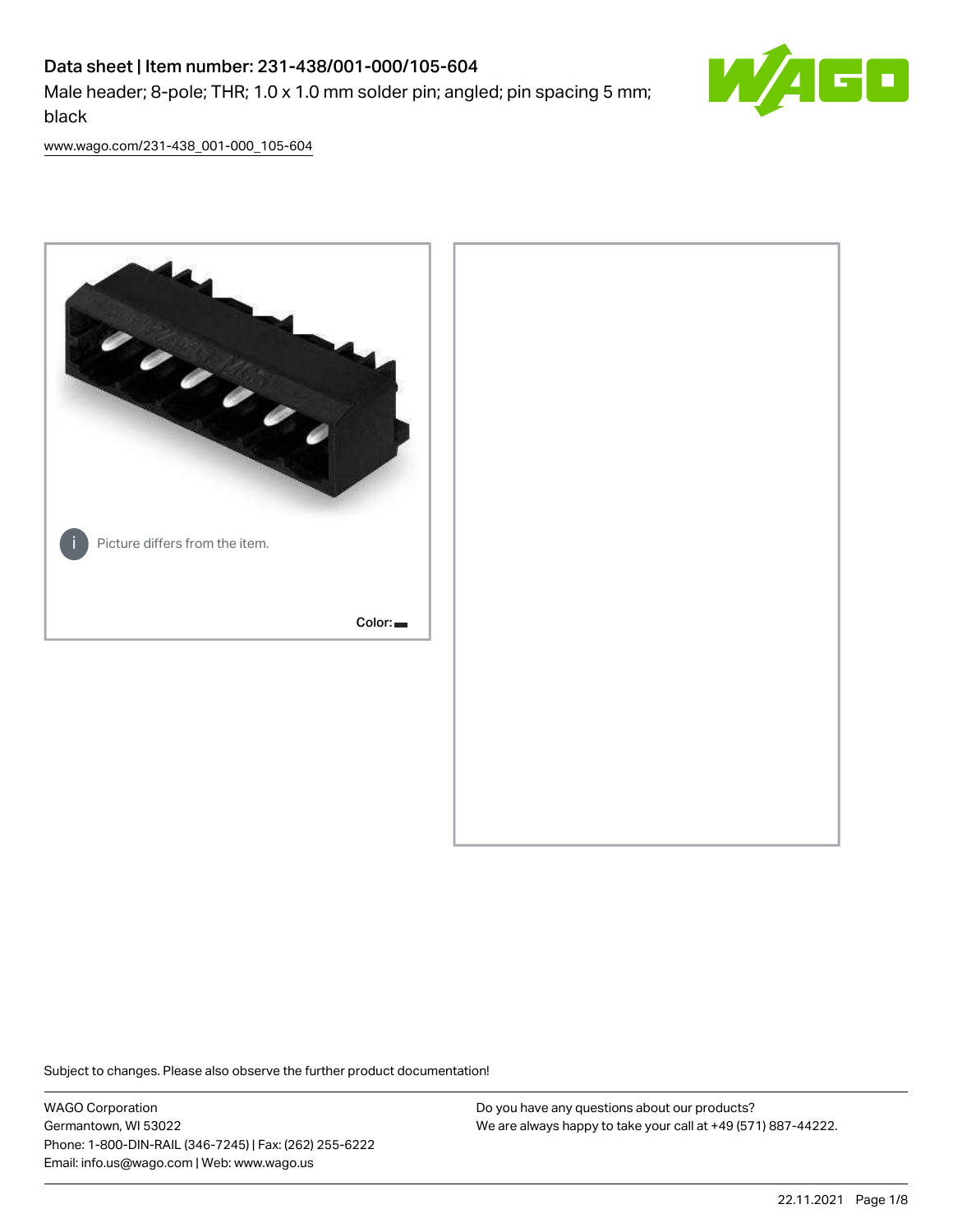# Data sheet | Item number: 231-438/001-000/105-604

Male header; 8-pole; THR; 1.0 x 1.0 mm solder pin; angled; pin spacing 5 mm; black

www.wago.com/231-438_001-000_105-604

Picture differs from the item.

Color:

Subject to changes. Please also observe the further product documentation!

WAGO Corporation
Germantown, WI 53022
Phone: 1-800-DIN-RAIL (346-7245) | Fax: (262) 255-6222
Email: info.us@wago.com | Web: www.wago.us

Do you have any questions about our products?
We are always happy to take your call at +49 (571) 887-44222.

22.11.2021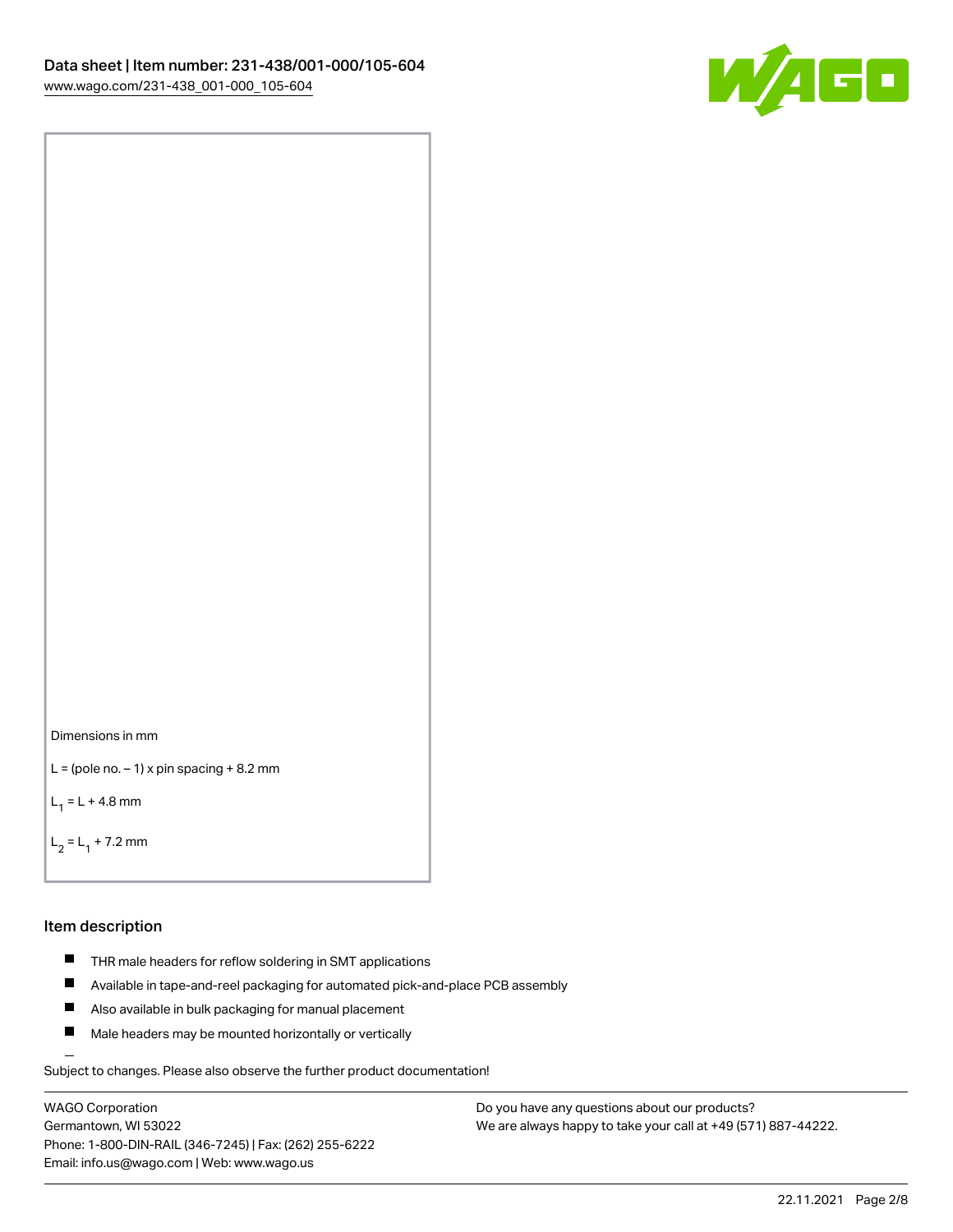Dimensions in mm

L = (pole no. – 1) x pin spacing + 8.2 mm

$L_1$ = L + 4.8 mm

$L_2$ = $L_1$ + 7.2 mm

## Item description

- THR male headers for reflow soldering in SMT applications
- Available in tape-and-reel packaging for automated pick-and-place PCB assembly
- Also available in bulk packaging for manual placement
- Male headers may be mounted horizontally or vertically

Subject to changes. Please also observe the further product documentation!

WAGO Corporation
Germantown, WI 53022
Phone: 1-800-DIN-RAIL (346-7245) | Fax: (262) 255-6222
Email: info.us@wago.com | Web: www.wago.us

Do you have any questions about our products?
We are always happy to take your call at +49 (571) 887-44222.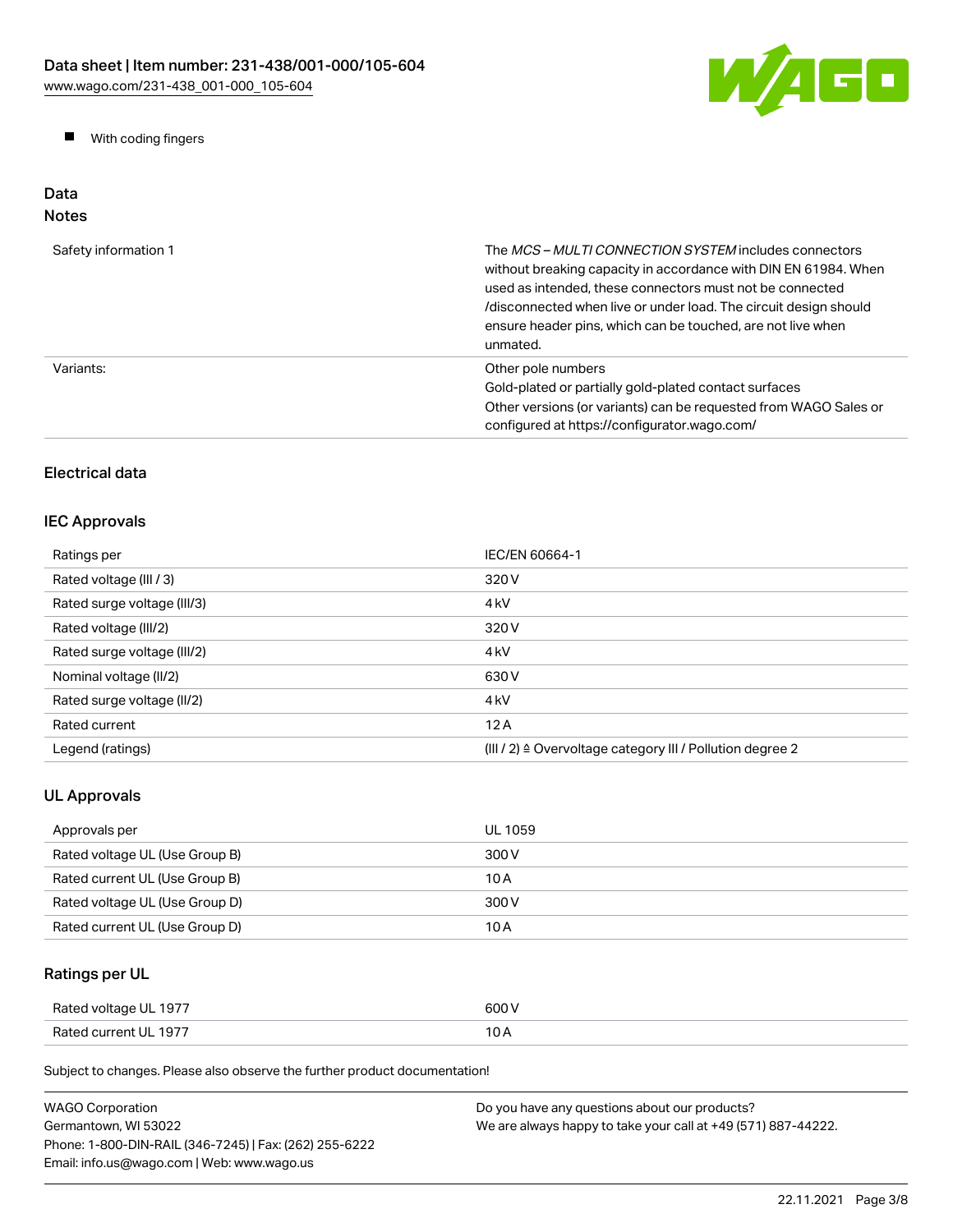- With coding fingers

## Data

### Notes

| | |
|---|---|
| Safety information 1 | The *MCS – MULTI CONNECTION SYSTEM* includes connectors without breaking capacity in accordance with DIN EN 61984. When used as intended, these connectors must not be connected /disconnected when live or under load. The circuit design should ensure header pins, which can be touched, are not live when unmated. |
| Variants: | Other pole numbers<br>Gold-plated or partially gold-plated contact surfaces<br>Other versions (or variants) can be requested from WAGO Sales or configured at https://configurator.wago.com/ |

### Electrical data

### IEC Approvals

| | |
|---|---|
| Ratings per | IEC/EN 60664-1 |
| Rated voltage (III / 3) | 320 V |
| Rated surge voltage (III/3) | 4 kV |
| Rated voltage (III/2) | 320 V |
| Rated surge voltage (III/2) | 4 kV |
| Nominal voltage (II/2) | 630 V |
| Rated surge voltage (II/2) | 4 kV |
| Rated current | 12 A |
| Legend (ratings) | (III / 2) ≙ Overvoltage category III / Pollution degree 2 |

### UL Approvals

| | |
|---|---|
| Approvals per | UL 1059 |
| Rated voltage UL (Use Group B) | 300 V |
| Rated current UL (Use Group B) | 10 A |
| Rated voltage UL (Use Group D) | 300 V |
| Rated current UL (Use Group D) | 10 A |

### Ratings per UL

| | |
|---|---|
| Rated voltage UL 1977 | 600 V |
| Rated current UL 1977 | 10 A |

Subject to changes. Please also observe the further product documentation!

WAGO Corporation
Germantown, WI 53022
Phone: 1-800-DIN-RAIL (346-7245) | Fax: (262) 255-6222
Email: info.us@wago.com | Web: www.wago.us

Do you have any questions about our products?
We are always happy to take your call at +49 (571) 887-44222.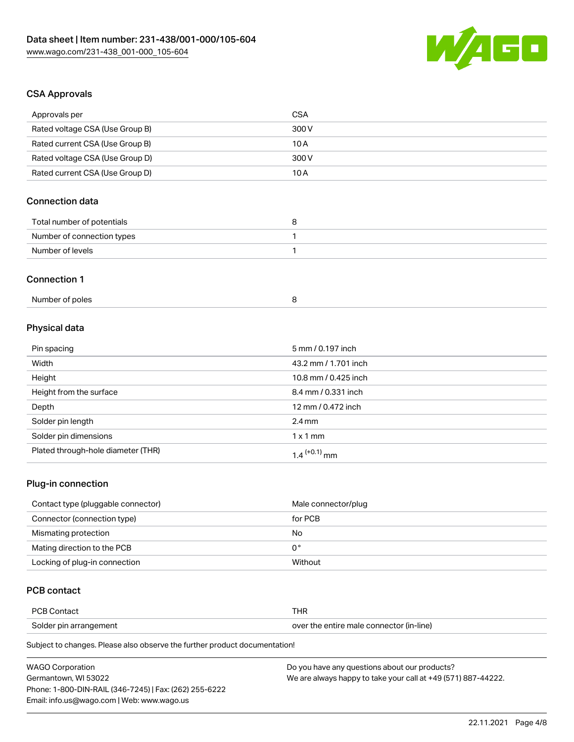## CSA Approvals

| | |
|---|---|
| Approvals per | CSA |
| Rated voltage CSA (Use Group B) | 300 V |
| Rated current CSA (Use Group B) | 10 A |
| Rated voltage CSA (Use Group D) | 300 V |
| Rated current CSA (Use Group D) | 10 A |

## Connection data

| | |
|---|---|
| Total number of potentials | 8 |
| Number of connection types | 1 |
| Number of levels | 1 |

## Connection 1

| | |
|---|---|
| Number of poles | 8 |

## Physical data

| | |
|---|---|
| Pin spacing | 5 mm / 0.197 inch |
| Width | 43.2 mm / 1.701 inch |
| Height | 10.8 mm / 0.425 inch |
| Height from the surface | 8.4 mm / 0.331 inch |
| Depth | 12 mm / 0.472 inch |
| Solder pin length | 2.4 mm |
| Solder pin dimensions | 1 x 1 mm |
| Plated through-hole diameter (THR) | $1.4^{(+0.1)}$ mm |

## Plug-in connection

| | |
|---|---|
| Contact type (pluggable connector) | Male connector/plug |
| Connector (connection type) | for PCB |
| Mismating protection | No |
| Mating direction to the PCB | 0 ° |
| Locking of plug-in connection | Without |

## PCB contact

| | |
|---|---|
| PCB Contact | THR |
| Solder pin arrangement | over the entire male connector (in-line) |

Subject to changes. Please also observe the further product documentation!

WAGO Corporation
Germantown, WI 53022
Phone: 1-800-DIN-RAIL (346-7245) | Fax: (262) 255-6222
Email: info.us@wago.com | Web: www.wago.us

Do you have any questions about our products?
We are always happy to take your call at +49 (571) 887-44222.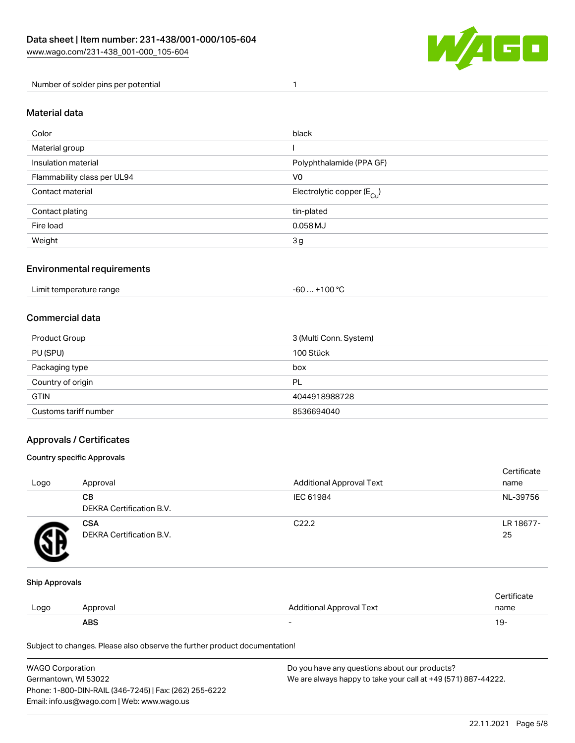| Number of solder pins per potential | 1 |
| --- | --- |

## Material data

| Color | black |
| --- | --- |
| Material group | I |
| Insulation material | Polyphthalamide (PPA GF) |
| Flammability class per UL94 | V0 |
| Contact material | Electrolytic copper ($E_{Cu}$) |
| Contact plating | tin-plated |
| Fire load | 0.058 MJ |
| Weight | 3 g |

## Environmental requirements

| Limit temperature range | -60 … +100 °C |
| --- | --- |

## Commercial data

| Product Group | 3 (Multi Conn. System) |
| --- | --- |
| PU (SPU) | 100 Stück |
| Packaging type | box |
| Country of origin | PL |
| GTIN | 4044918988728 |
| Customs tariff number | 8536694040 |

## Approvals / Certificates

### Country specific Approvals

| Logo | Approval | Additional Approval Text | Certificate name |
| --- | --- | --- | --- |
| | **CB** DEKRA Certification B.V. | IEC 61984 | NL-39756 |
| | **CSA** DEKRA Certification B.V. | C22.2 | LR 18677-25 |

### Ship Approvals

| Logo | Approval | Additional Approval Text | Certificate name |
| --- | --- | --- | --- |
| | **ABS** | - | 19- |

Subject to changes. Please also observe the further product documentation!

WAGO Corporation
Germantown, WI 53022
Phone: 1-800-DIN-RAIL (346-7245) | Fax: (262) 255-6222
Email: info.us@wago.com | Web: www.wago.us

Do you have any questions about our products?
We are always happy to take your call at +49 (571) 887-44222.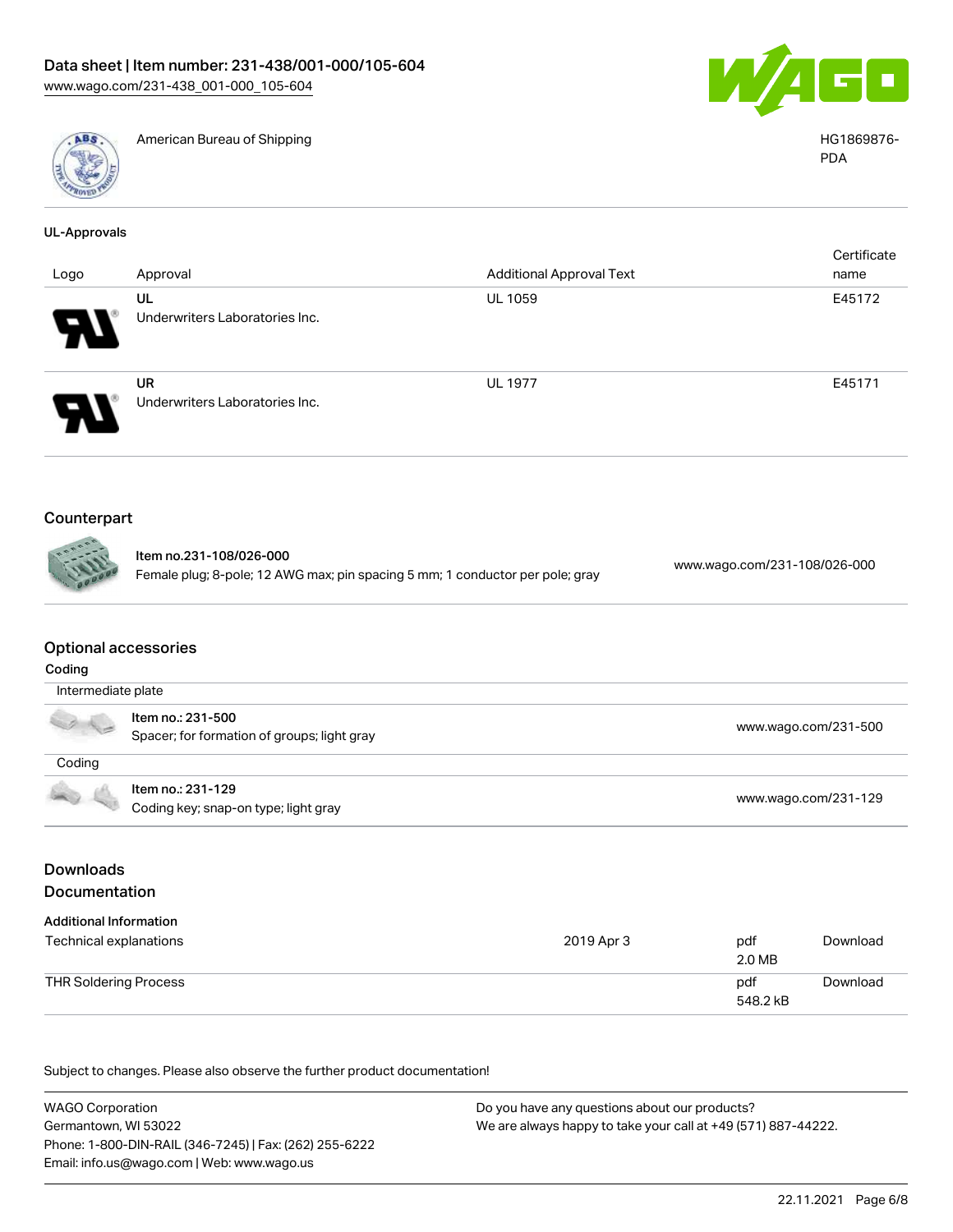American Bureau of Shipping HG1869876-PDA

### UL-Approvals

| Logo | Approval | Additional Approval Text | Certificate name |
|---|---|---|---|
| | UL<br>Underwriters Laboratories Inc. | UL 1059 | E45172 |
| | UR<br>Underwriters Laboratories Inc. | UL 1977 | E45171 |

## Counterpart

| Item | Link |
|---|---|
| **Item no.231-108/026-000**<br>Female plug; 8-pole; 12 AWG max; pin spacing 5 mm; 1 conductor per pole; gray | www.wago.com/231-108/026-000 |

## Optional accessories

### Coding

| Intermediate plate | |
|---|---|
| **Item no.: 231-500**<br>Spacer; for formation of groups; light gray | www.wago.com/231-500 |

| Coding | |
|---|---|
| **Item no.: 231-129**<br>Coding key; snap-on type; light gray | www.wago.com/231-129 |

## Downloads

## Documentation

### Additional Information

| Document | Date | Format | |
|---|---|---|---|
| Technical explanations | 2019 Apr 3 | pdf<br>2.0 MB | Download |
| THR Soldering Process | | pdf<br>548.2 kB | Download |

Subject to changes. Please also observe the further product documentation!

WAGO Corporation
Germantown, WI 53022
Phone: 1-800-DIN-RAIL (346-7245) | Fax: (262) 255-6222
Email: info.us@wago.com | Web: www.wago.us

Do you have any questions about our products?
We are always happy to take your call at +49 (571) 887-44222.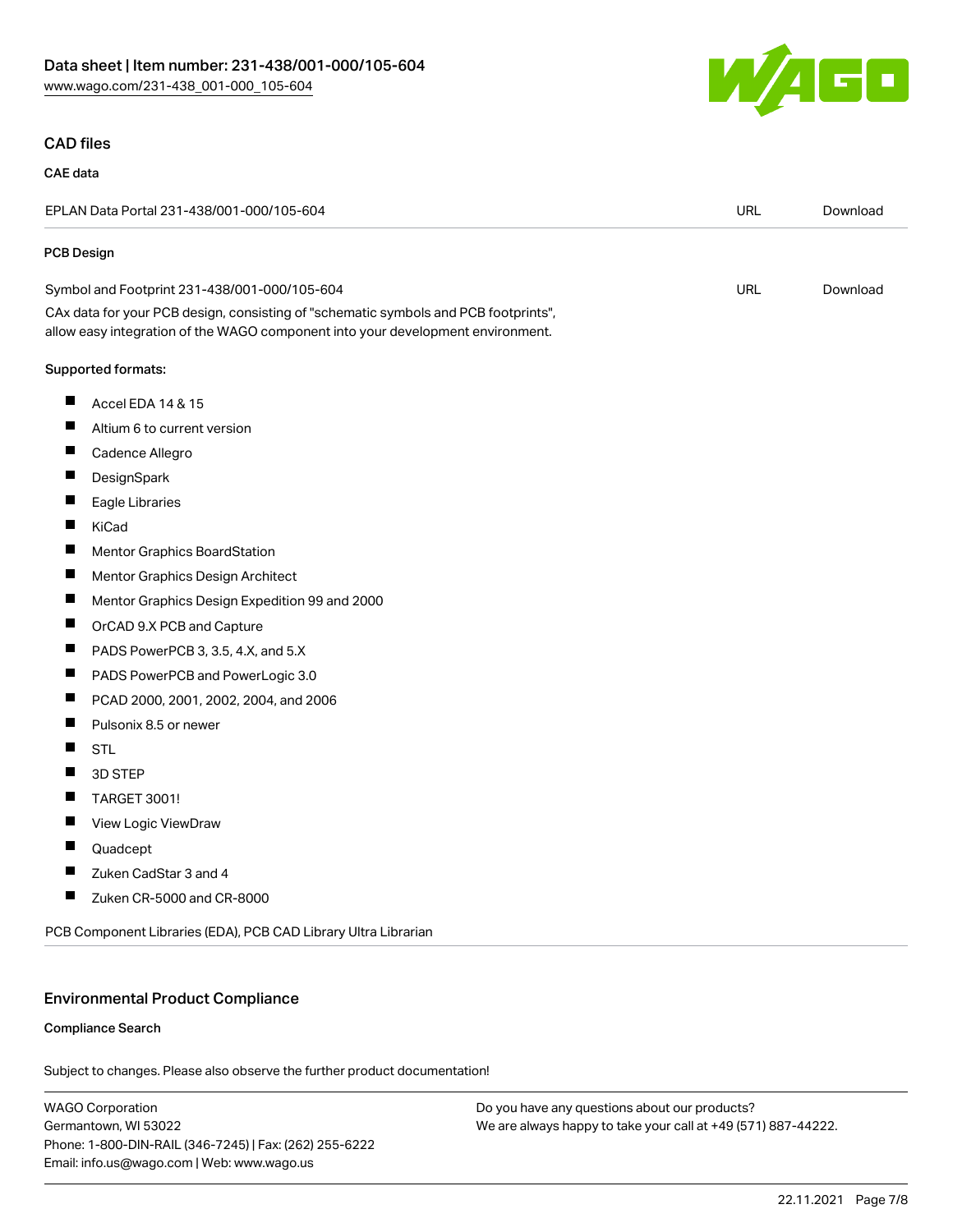## CAD files

### CAE data

| EPLAN Data Portal 231-438/001-000/105-604 | URL | Download |
|---|---|---|

### PCB Design

| Symbol and Footprint 231-438/001-000/105-604 | URL | Download |
|---|---|---|

CAx data for your PCB design, consisting of "schematic symbols and PCB footprints", allow easy integration of the WAGO component into your development environment.

Supported formats:

- Accel EDA 14 & 15
- Altium 6 to current version
- Cadence Allegro
- DesignSpark
- Eagle Libraries
- KiCad
- Mentor Graphics BoardStation
- Mentor Graphics Design Architect
- Mentor Graphics Design Expedition 99 and 2000
- OrCAD 9.X PCB and Capture
- PADS PowerPCB 3, 3.5, 4.X, and 5.X
- PADS PowerPCB and PowerLogic 3.0
- PCAD 2000, 2001, 2002, 2004, and 2006
- Pulsonix 8.5 or newer
- STL
- 3D STEP
- TARGET 3001!
- View Logic ViewDraw
- Quadcept
- Zuken CadStar 3 and 4
- Zuken CR-5000 and CR-8000

PCB Component Libraries (EDA), PCB CAD Library Ultra Librarian

## Environmental Product Compliance

### Compliance Search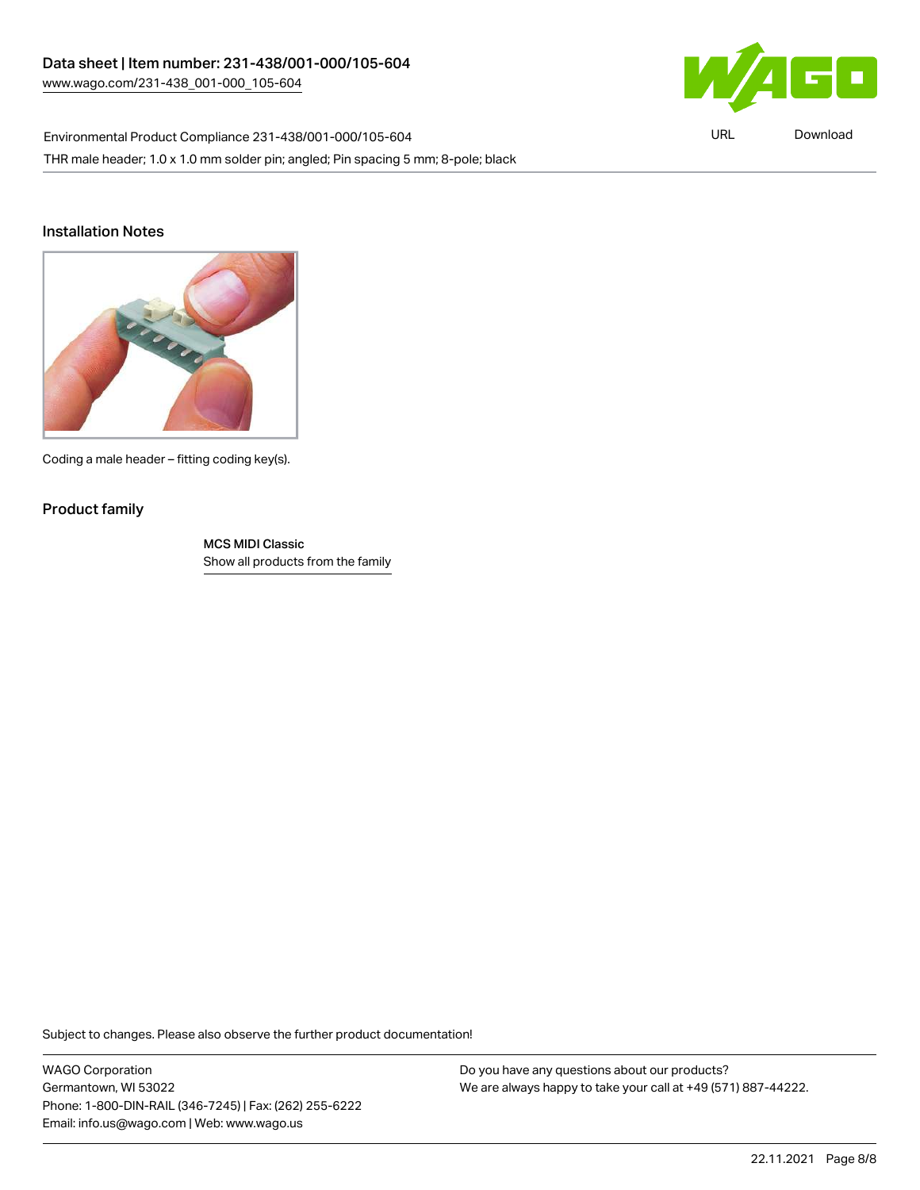Environmental Product Compliance 231-438/001-000/105-604

THR male header; 1.0 x 1.0 mm solder pin; angled; Pin spacing 5 mm; 8-pole; black

URL Download

## Installation Notes

Coding a male header – fitting coding key(s).

## Product family

MCS MIDI Classic
Show all products from the family

Subject to changes. Please also observe the further product documentation!

WAGO Corporation
Germantown, WI 53022
Phone: 1-800-DIN-RAIL (346-7245) | Fax: (262) 255-6222
Email: info.us@wago.com | Web: www.wago.us

Do you have any questions about our products?
We are always happy to take your call at +49 (571) 887-44222.

22.11.2021